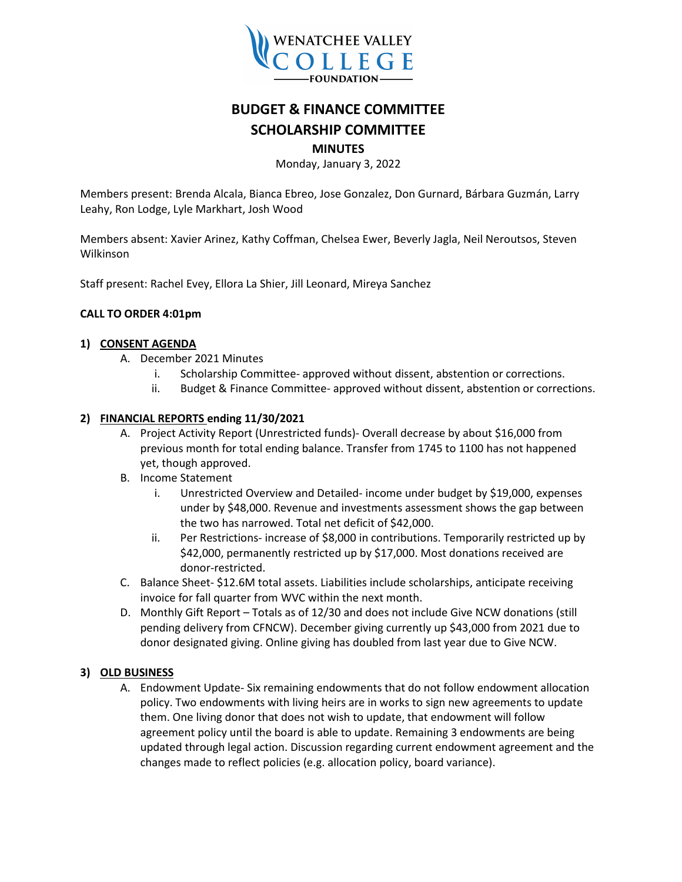# BUDGET & FINANCE COMMITTEE

# SCHOLARSHIP COMMITTEE

## MINUTES

Monday, January 3, 2022

Members present: Brenda Alcala, Bianca Ebreo, Jose Gonzalez, Don Gurnard, Bárbara Guzmán, Larry Leahy, Ron Lodge, Lyle Markhart, Josh Wood

Members absent: Xavier Arinez, Kathy Coffman, Chelsea Ewer, Beverly Jagla, Neil Neroutsos, Steven Wilkinson

Staff present: Rachel Evey, Ellora La Shier, Jill Leonard, Mireya Sanchez

**CALL TO ORDER 4:01pm**

**1) CONSENT AGENDA**

A. December 2021 Minutes
   i. Scholarship Committee- approved without dissent, abstention or corrections.
   ii. Budget & Finance Committee- approved without dissent, abstention or corrections.

**2) FINANCIAL REPORTS ending 11/30/2021**

A. Project Activity Report (Unrestricted funds)- Overall decrease by about $16,000 from previous month for total ending balance. Transfer from 1745 to 1100 has not happened yet, though approved.

B. Income Statement
   i. Unrestricted Overview and Detailed- income under budget by $19,000, expenses under by $48,000. Revenue and investments assessment shows the gap between the two has narrowed. Total net deficit of $42,000.
   ii. Per Restrictions- increase of $8,000 in contributions. Temporarily restricted up by $42,000, permanently restricted up by $17,000. Most donations received are donor-restricted.

C. Balance Sheet- $12.6M total assets. Liabilities include scholarships, anticipate receiving invoice for fall quarter from WVC within the next month.

D. Monthly Gift Report – Totals as of 12/30 and does not include Give NCW donations (still pending delivery from CFNCW). December giving currently up $43,000 from 2021 due to donor designated giving. Online giving has doubled from last year due to Give NCW.

**3) OLD BUSINESS**

A. Endowment Update- Six remaining endowments that do not follow endowment allocation policy. Two endowments with living heirs are in works to sign new agreements to update them. One living donor that does not wish to update, that endowment will follow agreement policy until the board is able to update. Remaining 3 endowments are being updated through legal action. Discussion regarding current endowment agreement and the changes made to reflect policies (e.g. allocation policy, board variance).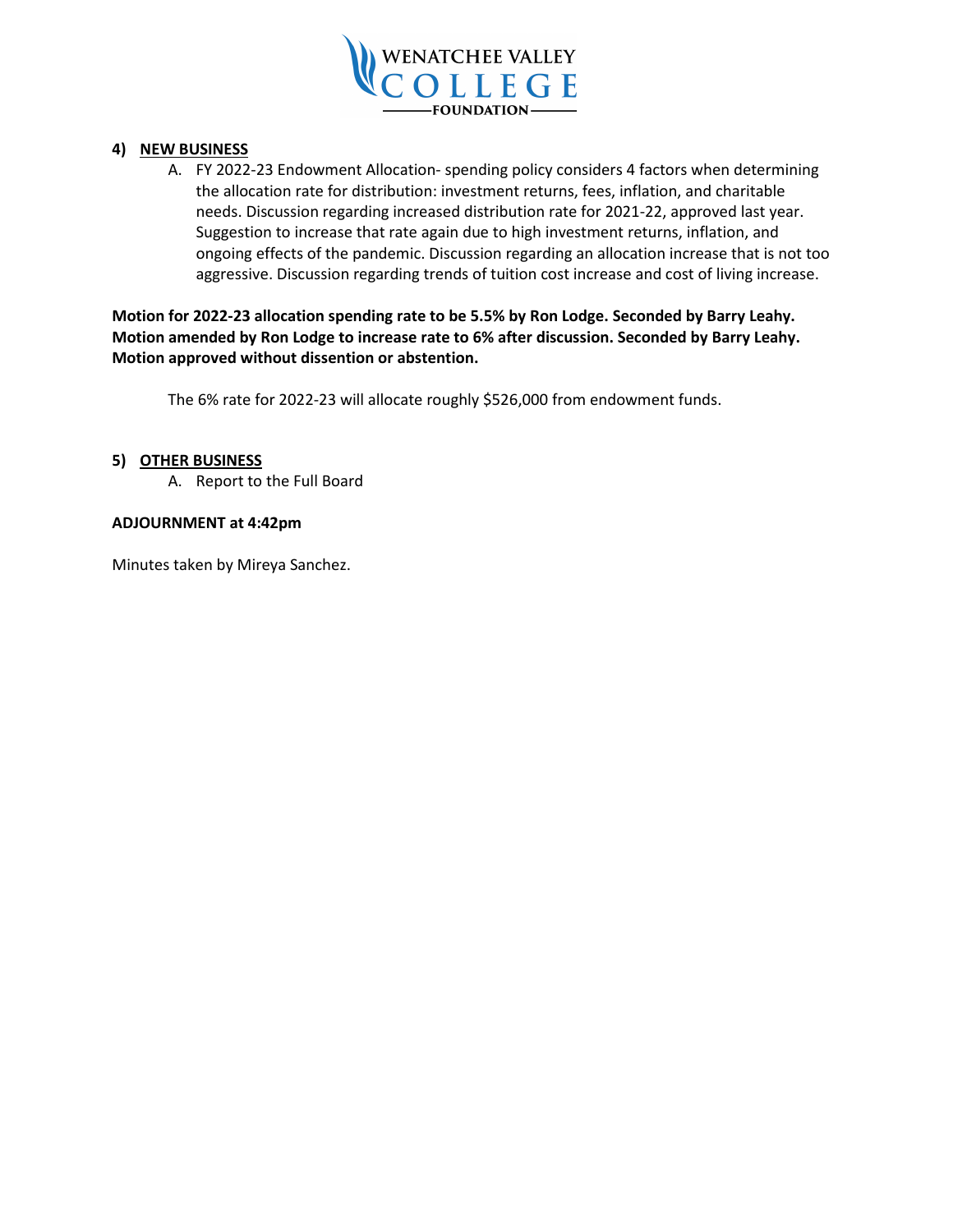**4) NEW BUSINESS**

A. FY 2022-23 Endowment Allocation- spending policy considers 4 factors when determining the allocation rate for distribution: investment returns, fees, inflation, and charitable needs. Discussion regarding increased distribution rate for 2021-22, approved last year. Suggestion to increase that rate again due to high investment returns, inflation, and ongoing effects of the pandemic. Discussion regarding an allocation increase that is not too aggressive. Discussion regarding trends of tuition cost increase and cost of living increase.

**Motion for 2022-23 allocation spending rate to be 5.5% by Ron Lodge. Seconded by Barry Leahy. Motion amended by Ron Lodge to increase rate to 6% after discussion. Seconded by Barry Leahy. Motion approved without dissention or abstention.**

The 6% rate for 2022-23 will allocate roughly $526,000 from endowment funds.

**5) OTHER BUSINESS**

A. Report to the Full Board

**ADJOURNMENT at 4:42pm**

Minutes taken by Mireya Sanchez.